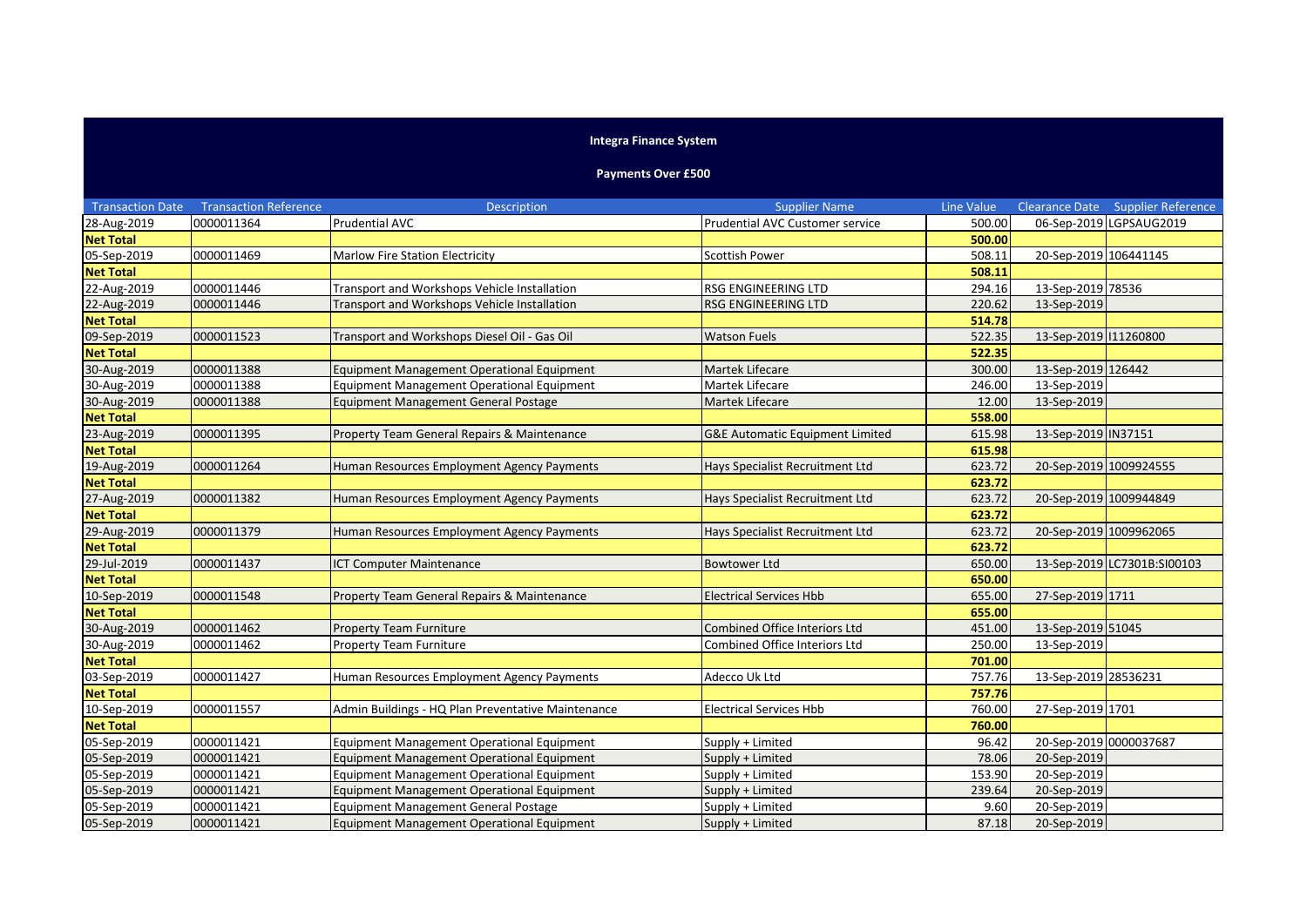# Integra Finance System

## Payments Over £500

| Transaction Date | Transaction Reference | Description | Supplier Name | Line Value | Clearance Date | Supplier Reference |
|---|---|---|---|---|---|---|
| 28-Aug-2019 | 0000011364 | Prudential AVC | Prudential AVC Customer service | 500.00 | 06-Sep-2019 | LGPSAUG2019 |
| **Net Total** | | | | **500.00** | | |
| 05-Sep-2019 | 0000011469 | Marlow Fire Station Electricity | Scottish Power | 508.11 | 20-Sep-2019 | 106441145 |
| **Net Total** | | | | **508.11** | | |
| 22-Aug-2019 | 0000011446 | Transport and Workshops Vehicle Installation | RSG ENGINEERING LTD | 294.16 | 13-Sep-2019 | 78536 |
| 22-Aug-2019 | 0000011446 | Transport and Workshops Vehicle Installation | RSG ENGINEERING LTD | 220.62 | 13-Sep-2019 | |
| **Net Total** | | | | **514.78** | | |
| 09-Sep-2019 | 0000011523 | Transport and Workshops Diesel Oil - Gas Oil | Watson Fuels | 522.35 | 13-Sep-2019 | I11260800 |
| **Net Total** | | | | **522.35** | | |
| 30-Aug-2019 | 0000011388 | Equipment Management Operational Equipment | Martek Lifecare | 300.00 | 13-Sep-2019 | 126442 |
| 30-Aug-2019 | 0000011388 | Equipment Management Operational Equipment | Martek Lifecare | 246.00 | 13-Sep-2019 | |
| 30-Aug-2019 | 0000011388 | Equipment Management General Postage | Martek Lifecare | 12.00 | 13-Sep-2019 | |
| **Net Total** | | | | **558.00** | | |
| 23-Aug-2019 | 0000011395 | Property Team General Repairs & Maintenance | G&E Automatic Equipment Limited | 615.98 | 13-Sep-2019 | IN37151 |
| **Net Total** | | | | **615.98** | | |
| 19-Aug-2019 | 0000011264 | Human Resources Employment Agency Payments | Hays Specialist Recruitment Ltd | 623.72 | 20-Sep-2019 | 1009924555 |
| **Net Total** | | | | **623.72** | | |
| 27-Aug-2019 | 0000011382 | Human Resources Employment Agency Payments | Hays Specialist Recruitment Ltd | 623.72 | 20-Sep-2019 | 1009944849 |
| **Net Total** | | | | **623.72** | | |
| 29-Aug-2019 | 0000011379 | Human Resources Employment Agency Payments | Hays Specialist Recruitment Ltd | 623.72 | 20-Sep-2019 | 1009962065 |
| **Net Total** | | | | **623.72** | | |
| 29-Jul-2019 | 0000011437 | ICT Computer Maintenance | Bowtower Ltd | 650.00 | 13-Sep-2019 | LC7301B:SI00103 |
| **Net Total** | | | | **650.00** | | |
| 10-Sep-2019 | 0000011548 | Property Team General Repairs & Maintenance | Electrical Services Hbb | 655.00 | 27-Sep-2019 | 1711 |
| **Net Total** | | | | **655.00** | | |
| 30-Aug-2019 | 0000011462 | Property Team Furniture | Combined Office Interiors Ltd | 451.00 | 13-Sep-2019 | 51045 |
| 30-Aug-2019 | 0000011462 | Property Team Furniture | Combined Office Interiors Ltd | 250.00 | 13-Sep-2019 | |
| **Net Total** | | | | **701.00** | | |
| 03-Sep-2019 | 0000011427 | Human Resources Employment Agency Payments | Adecco Uk Ltd | 757.76 | 13-Sep-2019 | 28536231 |
| **Net Total** | | | | **757.76** | | |
| 10-Sep-2019 | 0000011557 | Admin Buildings - HQ Plan Preventative Maintenance | Electrical Services Hbb | 760.00 | 27-Sep-2019 | 1701 |
| **Net Total** | | | | **760.00** | | |
| 05-Sep-2019 | 0000011421 | Equipment Management Operational Equipment | Supply + Limited | 96.42 | 20-Sep-2019 | 0000037687 |
| 05-Sep-2019 | 0000011421 | Equipment Management Operational Equipment | Supply + Limited | 78.06 | 20-Sep-2019 | |
| 05-Sep-2019 | 0000011421 | Equipment Management Operational Equipment | Supply + Limited | 153.90 | 20-Sep-2019 | |
| 05-Sep-2019 | 0000011421 | Equipment Management Operational Equipment | Supply + Limited | 239.64 | 20-Sep-2019 | |
| 05-Sep-2019 | 0000011421 | Equipment Management General Postage | Supply + Limited | 9.60 | 20-Sep-2019 | |
| 05-Sep-2019 | 0000011421 | Equipment Management Operational Equipment | Supply + Limited | 87.18 | 20-Sep-2019 | |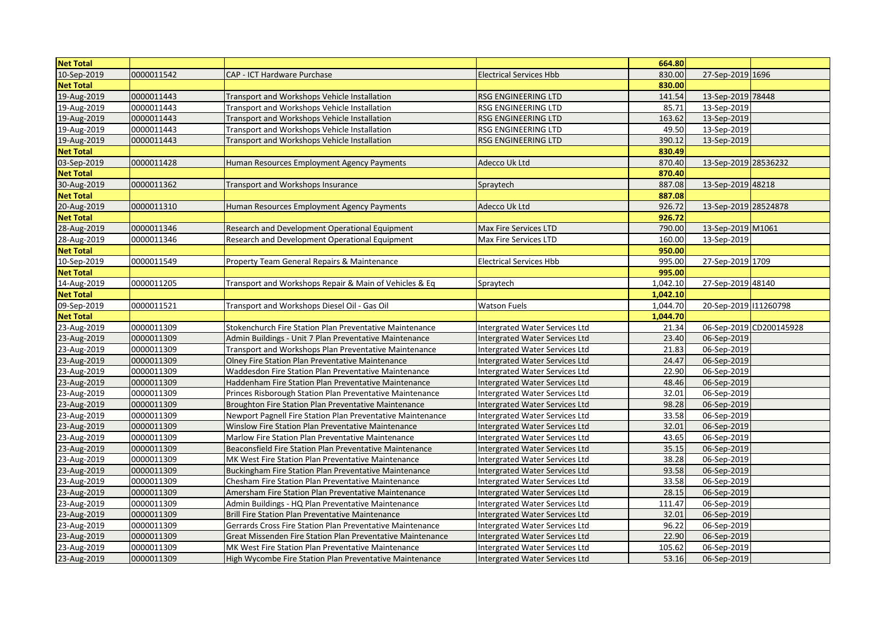| Net Total | | | | 664.80 | | |
|---|---|---|---|---|---|---|
| 10-Sep-2019 | 0000011542 | CAP - ICT Hardware Purchase | Electrical Services Hbb | 830.00 | 27-Sep-2019 | 1696 |
| Net Total | | | | 830.00 | | |
| 19-Aug-2019 | 0000011443 | Transport and Workshops Vehicle Installation | RSG ENGINEERING LTD | 141.54 | 13-Sep-2019 | 78448 |
| 19-Aug-2019 | 0000011443 | Transport and Workshops Vehicle Installation | RSG ENGINEERING LTD | 85.71 | 13-Sep-2019 | |
| 19-Aug-2019 | 0000011443 | Transport and Workshops Vehicle Installation | RSG ENGINEERING LTD | 163.62 | 13-Sep-2019 | |
| 19-Aug-2019 | 0000011443 | Transport and Workshops Vehicle Installation | RSG ENGINEERING LTD | 49.50 | 13-Sep-2019 | |
| 19-Aug-2019 | 0000011443 | Transport and Workshops Vehicle Installation | RSG ENGINEERING LTD | 390.12 | 13-Sep-2019 | |
| Net Total | | | | 830.49 | | |
| 03-Sep-2019 | 0000011428 | Human Resources Employment Agency Payments | Adecco Uk Ltd | 870.40 | 13-Sep-2019 | 28536232 |
| Net Total | | | | 870.40 | | |
| 30-Aug-2019 | 0000011362 | Transport and Workshops Insurance | Spraytech | 887.08 | 13-Sep-2019 | 48218 |
| Net Total | | | | 887.08 | | |
| 20-Aug-2019 | 0000011310 | Human Resources Employment Agency Payments | Adecco Uk Ltd | 926.72 | 13-Sep-2019 | 28524878 |
| Net Total | | | | 926.72 | | |
| 28-Aug-2019 | 0000011346 | Research and Development Operational Equipment | Max Fire Services LTD | 790.00 | 13-Sep-2019 | M1061 |
| 28-Aug-2019 | 0000011346 | Research and Development Operational Equipment | Max Fire Services LTD | 160.00 | 13-Sep-2019 | |
| Net Total | | | | 950.00 | | |
| 10-Sep-2019 | 0000011549 | Property Team General Repairs & Maintenance | Electrical Services Hbb | 995.00 | 27-Sep-2019 | 1709 |
| Net Total | | | | 995.00 | | |
| 14-Aug-2019 | 0000011205 | Transport and Workshops Repair & Main of Vehicles & Eq | Spraytech | 1,042.10 | 27-Sep-2019 | 48140 |
| Net Total | | | | 1,042.10 | | |
| 09-Sep-2019 | 0000011521 | Transport and Workshops Diesel Oil - Gas Oil | Watson Fuels | 1,044.70 | 20-Sep-2019 | I11260798 |
| Net Total | | | | 1,044.70 | | |
| 23-Aug-2019 | 0000011309 | Stokenchurch Fire Station Plan Preventative Maintenance | Intergrated Water Services Ltd | 21.34 | 06-Sep-2019 | CD200145928 |
| 23-Aug-2019 | 0000011309 | Admin Buildings - Unit 7 Plan Preventative Maintenance | Intergrated Water Services Ltd | 23.40 | 06-Sep-2019 | |
| 23-Aug-2019 | 0000011309 | Transport and Workshops Plan Preventative Maintenance | Intergrated Water Services Ltd | 21.83 | 06-Sep-2019 | |
| 23-Aug-2019 | 0000011309 | Olney Fire Station Plan Preventative Maintenance | Intergrated Water Services Ltd | 24.47 | 06-Sep-2019 | |
| 23-Aug-2019 | 0000011309 | Waddesdon Fire Station Plan Preventative Maintenance | Intergrated Water Services Ltd | 22.90 | 06-Sep-2019 | |
| 23-Aug-2019 | 0000011309 | Haddenham Fire Station Plan Preventative Maintenance | Intergrated Water Services Ltd | 48.46 | 06-Sep-2019 | |
| 23-Aug-2019 | 0000011309 | Princes Risborough Station Plan Preventative Maintenance | Intergrated Water Services Ltd | 32.01 | 06-Sep-2019 | |
| 23-Aug-2019 | 0000011309 | Broughton Fire Station Plan Preventative Maintenance | Intergrated Water Services Ltd | 98.28 | 06-Sep-2019 | |
| 23-Aug-2019 | 0000011309 | Newport Pagnell Fire Station Plan Preventative Maintenance | Intergrated Water Services Ltd | 33.58 | 06-Sep-2019 | |
| 23-Aug-2019 | 0000011309 | Winslow Fire Station Plan Preventative Maintenance | Intergrated Water Services Ltd | 32.01 | 06-Sep-2019 | |
| 23-Aug-2019 | 0000011309 | Marlow Fire Station Plan Preventative Maintenance | Intergrated Water Services Ltd | 43.65 | 06-Sep-2019 | |
| 23-Aug-2019 | 0000011309 | Beaconsfield Fire Station Plan Preventative Maintenance | Intergrated Water Services Ltd | 35.15 | 06-Sep-2019 | |
| 23-Aug-2019 | 0000011309 | MK West Fire Station Plan Preventative Maintenance | Intergrated Water Services Ltd | 38.28 | 06-Sep-2019 | |
| 23-Aug-2019 | 0000011309 | Buckingham Fire Station Plan Preventative Maintenance | Intergrated Water Services Ltd | 93.58 | 06-Sep-2019 | |
| 23-Aug-2019 | 0000011309 | Chesham Fire Station Plan Preventative Maintenance | Intergrated Water Services Ltd | 33.58 | 06-Sep-2019 | |
| 23-Aug-2019 | 0000011309 | Amersham Fire Station Plan Preventative Maintenance | Intergrated Water Services Ltd | 28.15 | 06-Sep-2019 | |
| 23-Aug-2019 | 0000011309 | Admin Buildings - HQ Plan Preventative Maintenance | Intergrated Water Services Ltd | 111.47 | 06-Sep-2019 | |
| 23-Aug-2019 | 0000011309 | Brill Fire Station Plan Preventative Maintenance | Intergrated Water Services Ltd | 32.01 | 06-Sep-2019 | |
| 23-Aug-2019 | 0000011309 | Gerrards Cross Fire Station Plan Preventative Maintenance | Intergrated Water Services Ltd | 96.22 | 06-Sep-2019 | |
| 23-Aug-2019 | 0000011309 | Great Missenden Fire Station Plan Preventative Maintenance | Intergrated Water Services Ltd | 22.90 | 06-Sep-2019 | |
| 23-Aug-2019 | 0000011309 | MK West Fire Station Plan Preventative Maintenance | Intergrated Water Services Ltd | 105.62 | 06-Sep-2019 | |
| 23-Aug-2019 | 0000011309 | High Wycombe Fire Station Plan Preventative Maintenance | Intergrated Water Services Ltd | 53.16 | 06-Sep-2019 | |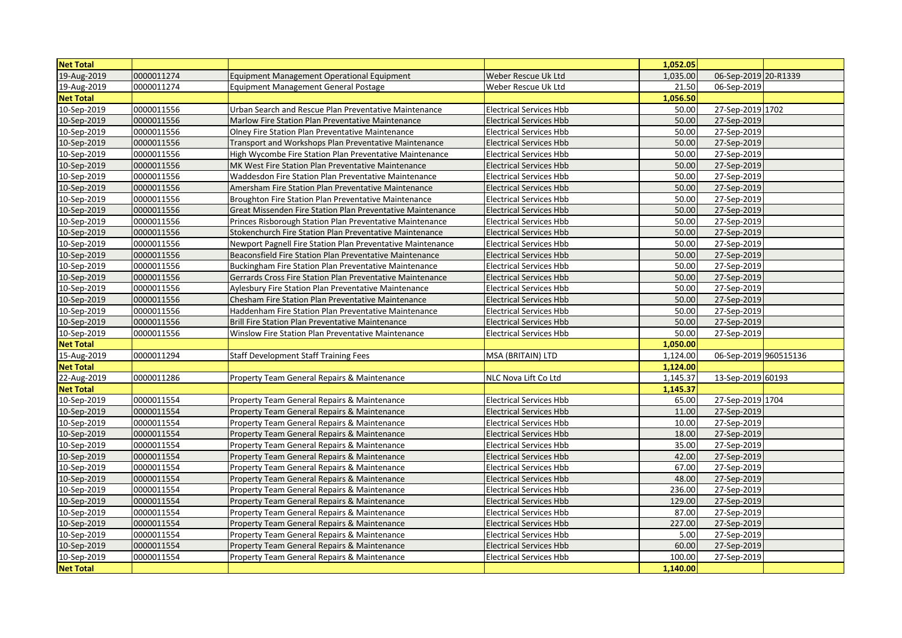| Net Total | | | | 1,052.05 | | |
|---|---|---|---|---|---|---|
| 19-Aug-2019 | 0000011274 | Equipment Management Operational Equipment | Weber Rescue Uk Ltd | 1,035.00 | 06-Sep-2019 | 20-R1339 |
| 19-Aug-2019 | 0000011274 | Equipment Management General Postage | Weber Rescue Uk Ltd | 21.50 | 06-Sep-2019 | |
| **Net Total** | | | | **1,056.50** | | |
| 10-Sep-2019 | 0000011556 | Urban Search and Rescue Plan Preventative Maintenance | Electrical Services Hbb | 50.00 | 27-Sep-2019 | 1702 |
| 10-Sep-2019 | 0000011556 | Marlow Fire Station Plan Preventative Maintenance | Electrical Services Hbb | 50.00 | 27-Sep-2019 | |
| 10-Sep-2019 | 0000011556 | Olney Fire Station Plan Preventative Maintenance | Electrical Services Hbb | 50.00 | 27-Sep-2019 | |
| 10-Sep-2019 | 0000011556 | Transport and Workshops Plan Preventative Maintenance | Electrical Services Hbb | 50.00 | 27-Sep-2019 | |
| 10-Sep-2019 | 0000011556 | High Wycombe Fire Station Plan Preventative Maintenance | Electrical Services Hbb | 50.00 | 27-Sep-2019 | |
| 10-Sep-2019 | 0000011556 | MK West Fire Station Plan Preventative Maintenance | Electrical Services Hbb | 50.00 | 27-Sep-2019 | |
| 10-Sep-2019 | 0000011556 | Waddesdon Fire Station Plan Preventative Maintenance | Electrical Services Hbb | 50.00 | 27-Sep-2019 | |
| 10-Sep-2019 | 0000011556 | Amersham Fire Station Plan Preventative Maintenance | Electrical Services Hbb | 50.00 | 27-Sep-2019 | |
| 10-Sep-2019 | 0000011556 | Broughton Fire Station Plan Preventative Maintenance | Electrical Services Hbb | 50.00 | 27-Sep-2019 | |
| 10-Sep-2019 | 0000011556 | Great Missenden Fire Station Plan Preventative Maintenance | Electrical Services Hbb | 50.00 | 27-Sep-2019 | |
| 10-Sep-2019 | 0000011556 | Princes Risborough Station Plan Preventative Maintenance | Electrical Services Hbb | 50.00 | 27-Sep-2019 | |
| 10-Sep-2019 | 0000011556 | Stokenchurch Fire Station Plan Preventative Maintenance | Electrical Services Hbb | 50.00 | 27-Sep-2019 | |
| 10-Sep-2019 | 0000011556 | Newport Pagnell Fire Station Plan Preventative Maintenance | Electrical Services Hbb | 50.00 | 27-Sep-2019 | |
| 10-Sep-2019 | 0000011556 | Beaconsfield Fire Station Plan Preventative Maintenance | Electrical Services Hbb | 50.00 | 27-Sep-2019 | |
| 10-Sep-2019 | 0000011556 | Buckingham Fire Station Plan Preventative Maintenance | Electrical Services Hbb | 50.00 | 27-Sep-2019 | |
| 10-Sep-2019 | 0000011556 | Gerrards Cross Fire Station Plan Preventative Maintenance | Electrical Services Hbb | 50.00 | 27-Sep-2019 | |
| 10-Sep-2019 | 0000011556 | Aylesbury Fire Station Plan Preventative Maintenance | Electrical Services Hbb | 50.00 | 27-Sep-2019 | |
| 10-Sep-2019 | 0000011556 | Chesham Fire Station Plan Preventative Maintenance | Electrical Services Hbb | 50.00 | 27-Sep-2019 | |
| 10-Sep-2019 | 0000011556 | Haddenham Fire Station Plan Preventative Maintenance | Electrical Services Hbb | 50.00 | 27-Sep-2019 | |
| 10-Sep-2019 | 0000011556 | Brill Fire Station Plan Preventative Maintenance | Electrical Services Hbb | 50.00 | 27-Sep-2019 | |
| 10-Sep-2019 | 0000011556 | Winslow Fire Station Plan Preventative Maintenance | Electrical Services Hbb | 50.00 | 27-Sep-2019 | |
| **Net Total** | | | | **1,050.00** | | |
| 15-Aug-2019 | 0000011294 | Staff Development Staff Training Fees | MSA (BRITAIN) LTD | 1,124.00 | 06-Sep-2019 | 960515136 |
| **Net Total** | | | | **1,124.00** | | |
| 22-Aug-2019 | 0000011286 | Property Team General Repairs & Maintenance | NLC Nova Lift Co Ltd | 1,145.37 | 13-Sep-2019 | 60193 |
| **Net Total** | | | | **1,145.37** | | |
| 10-Sep-2019 | 0000011554 | Property Team General Repairs & Maintenance | Electrical Services Hbb | 65.00 | 27-Sep-2019 | 1704 |
| 10-Sep-2019 | 0000011554 | Property Team General Repairs & Maintenance | Electrical Services Hbb | 11.00 | 27-Sep-2019 | |
| 10-Sep-2019 | 0000011554 | Property Team General Repairs & Maintenance | Electrical Services Hbb | 10.00 | 27-Sep-2019 | |
| 10-Sep-2019 | 0000011554 | Property Team General Repairs & Maintenance | Electrical Services Hbb | 18.00 | 27-Sep-2019 | |
| 10-Sep-2019 | 0000011554 | Property Team General Repairs & Maintenance | Electrical Services Hbb | 35.00 | 27-Sep-2019 | |
| 10-Sep-2019 | 0000011554 | Property Team General Repairs & Maintenance | Electrical Services Hbb | 42.00 | 27-Sep-2019 | |
| 10-Sep-2019 | 0000011554 | Property Team General Repairs & Maintenance | Electrical Services Hbb | 67.00 | 27-Sep-2019 | |
| 10-Sep-2019 | 0000011554 | Property Team General Repairs & Maintenance | Electrical Services Hbb | 48.00 | 27-Sep-2019 | |
| 10-Sep-2019 | 0000011554 | Property Team General Repairs & Maintenance | Electrical Services Hbb | 236.00 | 27-Sep-2019 | |
| 10-Sep-2019 | 0000011554 | Property Team General Repairs & Maintenance | Electrical Services Hbb | 129.00 | 27-Sep-2019 | |
| 10-Sep-2019 | 0000011554 | Property Team General Repairs & Maintenance | Electrical Services Hbb | 87.00 | 27-Sep-2019 | |
| 10-Sep-2019 | 0000011554 | Property Team General Repairs & Maintenance | Electrical Services Hbb | 227.00 | 27-Sep-2019 | |
| 10-Sep-2019 | 0000011554 | Property Team General Repairs & Maintenance | Electrical Services Hbb | 5.00 | 27-Sep-2019 | |
| 10-Sep-2019 | 0000011554 | Property Team General Repairs & Maintenance | Electrical Services Hbb | 60.00 | 27-Sep-2019 | |
| 10-Sep-2019 | 0000011554 | Property Team General Repairs & Maintenance | Electrical Services Hbb | 100.00 | 27-Sep-2019 | |
| **Net Total** | | | | **1,140.00** | | |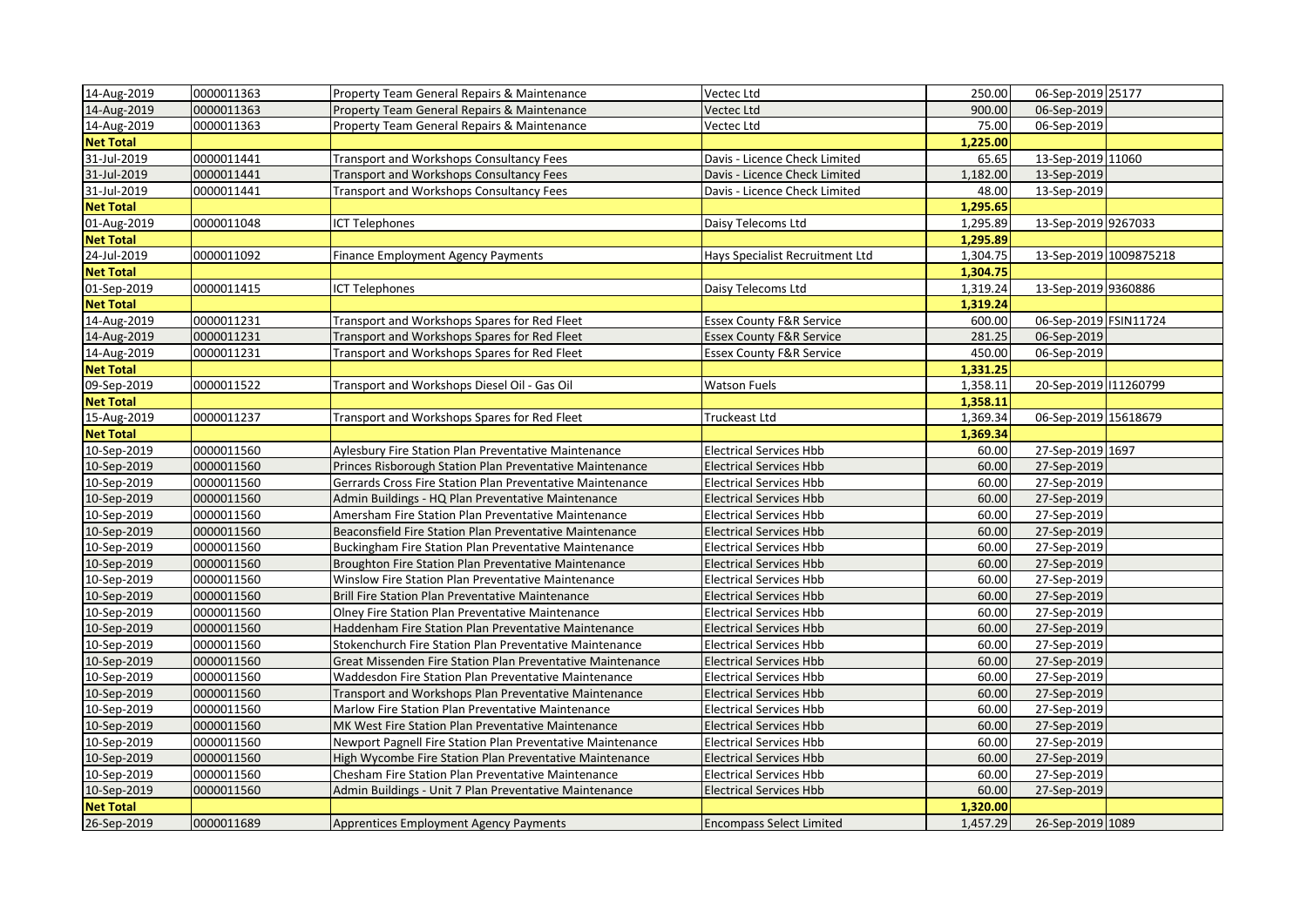| | | | | | | |
|---|---|---|---|---|---|---|
| 14-Aug-2019 | 0000011363 | Property Team General Repairs & Maintenance | Vectec Ltd | 250.00 | 06-Sep-2019 | 25177 |
| 14-Aug-2019 | 0000011363 | Property Team General Repairs & Maintenance | Vectec Ltd | 900.00 | 06-Sep-2019 | |
| 14-Aug-2019 | 0000011363 | Property Team General Repairs & Maintenance | Vectec Ltd | 75.00 | 06-Sep-2019 | |
| **Net Total** | | | | **1,225.00** | | |
| 31-Jul-2019 | 0000011441 | Transport and Workshops Consultancy Fees | Davis - Licence Check Limited | 65.65 | 13-Sep-2019 | 11060 |
| 31-Jul-2019 | 0000011441 | Transport and Workshops Consultancy Fees | Davis - Licence Check Limited | 1,182.00 | 13-Sep-2019 | |
| 31-Jul-2019 | 0000011441 | Transport and Workshops Consultancy Fees | Davis - Licence Check Limited | 48.00 | 13-Sep-2019 | |
| **Net Total** | | | | **1,295.65** | | |
| 01-Aug-2019 | 0000011048 | ICT Telephones | Daisy Telecoms Ltd | 1,295.89 | 13-Sep-2019 | 9267033 |
| **Net Total** | | | | **1,295.89** | | |
| 24-Jul-2019 | 0000011092 | Finance Employment Agency Payments | Hays Specialist Recruitment Ltd | 1,304.75 | 13-Sep-2019 | 1009875218 |
| **Net Total** | | | | **1,304.75** | | |
| 01-Sep-2019 | 0000011415 | ICT Telephones | Daisy Telecoms Ltd | 1,319.24 | 13-Sep-2019 | 9360886 |
| **Net Total** | | | | **1,319.24** | | |
| 14-Aug-2019 | 0000011231 | Transport and Workshops Spares for Red Fleet | Essex County F&R Service | 600.00 | 06-Sep-2019 | FSIN11724 |
| 14-Aug-2019 | 0000011231 | Transport and Workshops Spares for Red Fleet | Essex County F&R Service | 281.25 | 06-Sep-2019 | |
| 14-Aug-2019 | 0000011231 | Transport and Workshops Spares for Red Fleet | Essex County F&R Service | 450.00 | 06-Sep-2019 | |
| **Net Total** | | | | **1,331.25** | | |
| 09-Sep-2019 | 0000011522 | Transport and Workshops Diesel Oil - Gas Oil | Watson Fuels | 1,358.11 | 20-Sep-2019 | I11260799 |
| **Net Total** | | | | **1,358.11** | | |
| 15-Aug-2019 | 0000011237 | Transport and Workshops Spares for Red Fleet | Truckeast Ltd | 1,369.34 | 06-Sep-2019 | 15618679 |
| **Net Total** | | | | **1,369.34** | | |
| 10-Sep-2019 | 0000011560 | Aylesbury Fire Station Plan Preventative Maintenance | Electrical Services Hbb | 60.00 | 27-Sep-2019 | 1697 |
| 10-Sep-2019 | 0000011560 | Princes Risborough Station Plan Preventative Maintenance | Electrical Services Hbb | 60.00 | 27-Sep-2019 | |
| 10-Sep-2019 | 0000011560 | Gerrards Cross Fire Station Plan Preventative Maintenance | Electrical Services Hbb | 60.00 | 27-Sep-2019 | |
| 10-Sep-2019 | 0000011560 | Admin Buildings - HQ Plan Preventative Maintenance | Electrical Services Hbb | 60.00 | 27-Sep-2019 | |
| 10-Sep-2019 | 0000011560 | Amersham Fire Station Plan Preventative Maintenance | Electrical Services Hbb | 60.00 | 27-Sep-2019 | |
| 10-Sep-2019 | 0000011560 | Beaconsfield Fire Station Plan Preventative Maintenance | Electrical Services Hbb | 60.00 | 27-Sep-2019 | |
| 10-Sep-2019 | 0000011560 | Buckingham Fire Station Plan Preventative Maintenance | Electrical Services Hbb | 60.00 | 27-Sep-2019 | |
| 10-Sep-2019 | 0000011560 | Broughton Fire Station Plan Preventative Maintenance | Electrical Services Hbb | 60.00 | 27-Sep-2019 | |
| 10-Sep-2019 | 0000011560 | Winslow Fire Station Plan Preventative Maintenance | Electrical Services Hbb | 60.00 | 27-Sep-2019 | |
| 10-Sep-2019 | 0000011560 | Brill Fire Station Plan Preventative Maintenance | Electrical Services Hbb | 60.00 | 27-Sep-2019 | |
| 10-Sep-2019 | 0000011560 | Olney Fire Station Plan Preventative Maintenance | Electrical Services Hbb | 60.00 | 27-Sep-2019 | |
| 10-Sep-2019 | 0000011560 | Haddenham Fire Station Plan Preventative Maintenance | Electrical Services Hbb | 60.00 | 27-Sep-2019 | |
| 10-Sep-2019 | 0000011560 | Stokenchurch Fire Station Plan Preventative Maintenance | Electrical Services Hbb | 60.00 | 27-Sep-2019 | |
| 10-Sep-2019 | 0000011560 | Great Missenden Fire Station Plan Preventative Maintenance | Electrical Services Hbb | 60.00 | 27-Sep-2019 | |
| 10-Sep-2019 | 0000011560 | Waddesdon Fire Station Plan Preventative Maintenance | Electrical Services Hbb | 60.00 | 27-Sep-2019 | |
| 10-Sep-2019 | 0000011560 | Transport and Workshops Plan Preventative Maintenance | Electrical Services Hbb | 60.00 | 27-Sep-2019 | |
| 10-Sep-2019 | 0000011560 | Marlow Fire Station Plan Preventative Maintenance | Electrical Services Hbb | 60.00 | 27-Sep-2019 | |
| 10-Sep-2019 | 0000011560 | MK West Fire Station Plan Preventative Maintenance | Electrical Services Hbb | 60.00 | 27-Sep-2019 | |
| 10-Sep-2019 | 0000011560 | Newport Pagnell Fire Station Plan Preventative Maintenance | Electrical Services Hbb | 60.00 | 27-Sep-2019 | |
| 10-Sep-2019 | 0000011560 | High Wycombe Fire Station Plan Preventative Maintenance | Electrical Services Hbb | 60.00 | 27-Sep-2019 | |
| 10-Sep-2019 | 0000011560 | Chesham Fire Station Plan Preventative Maintenance | Electrical Services Hbb | 60.00 | 27-Sep-2019 | |
| 10-Sep-2019 | 0000011560 | Admin Buildings - Unit 7 Plan Preventative Maintenance | Electrical Services Hbb | 60.00 | 27-Sep-2019 | |
| **Net Total** | | | | **1,320.00** | | |
| 26-Sep-2019 | 0000011689 | Apprentices Employment Agency Payments | Encompass Select Limited | 1,457.29 | 26-Sep-2019 | 1089 |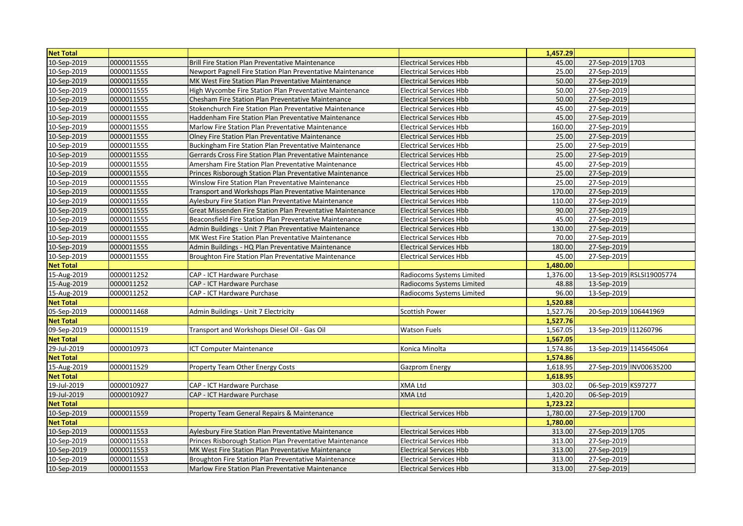| Net Total | | | | 1,457.29 | | |
|---|---|---|---|---|---|---|
| 10-Sep-2019 | 0000011555 | Brill Fire Station Plan Preventative Maintenance | Electrical Services Hbb | 45.00 | 27-Sep-2019 | 1703 |
| 10-Sep-2019 | 0000011555 | Newport Pagnell Fire Station Plan Preventative Maintenance | Electrical Services Hbb | 25.00 | 27-Sep-2019 | |
| 10-Sep-2019 | 0000011555 | MK West Fire Station Plan Preventative Maintenance | Electrical Services Hbb | 50.00 | 27-Sep-2019 | |
| 10-Sep-2019 | 0000011555 | High Wycombe Fire Station Plan Preventative Maintenance | Electrical Services Hbb | 50.00 | 27-Sep-2019 | |
| 10-Sep-2019 | 0000011555 | Chesham Fire Station Plan Preventative Maintenance | Electrical Services Hbb | 50.00 | 27-Sep-2019 | |
| 10-Sep-2019 | 0000011555 | Stokenchurch Fire Station Plan Preventative Maintenance | Electrical Services Hbb | 45.00 | 27-Sep-2019 | |
| 10-Sep-2019 | 0000011555 | Haddenham Fire Station Plan Preventative Maintenance | Electrical Services Hbb | 45.00 | 27-Sep-2019 | |
| 10-Sep-2019 | 0000011555 | Marlow Fire Station Plan Preventative Maintenance | Electrical Services Hbb | 160.00 | 27-Sep-2019 | |
| 10-Sep-2019 | 0000011555 | Olney Fire Station Plan Preventative Maintenance | Electrical Services Hbb | 25.00 | 27-Sep-2019 | |
| 10-Sep-2019 | 0000011555 | Buckingham Fire Station Plan Preventative Maintenance | Electrical Services Hbb | 25.00 | 27-Sep-2019 | |
| 10-Sep-2019 | 0000011555 | Gerrards Cross Fire Station Plan Preventative Maintenance | Electrical Services Hbb | 25.00 | 27-Sep-2019 | |
| 10-Sep-2019 | 0000011555 | Amersham Fire Station Plan Preventative Maintenance | Electrical Services Hbb | 45.00 | 27-Sep-2019 | |
| 10-Sep-2019 | 0000011555 | Princes Risborough Station Plan Preventative Maintenance | Electrical Services Hbb | 25.00 | 27-Sep-2019 | |
| 10-Sep-2019 | 0000011555 | Winslow Fire Station Plan Preventative Maintenance | Electrical Services Hbb | 25.00 | 27-Sep-2019 | |
| 10-Sep-2019 | 0000011555 | Transport and Workshops Plan Preventative Maintenance | Electrical Services Hbb | 170.00 | 27-Sep-2019 | |
| 10-Sep-2019 | 0000011555 | Aylesbury Fire Station Plan Preventative Maintenance | Electrical Services Hbb | 110.00 | 27-Sep-2019 | |
| 10-Sep-2019 | 0000011555 | Great Missenden Fire Station Plan Preventative Maintenance | Electrical Services Hbb | 90.00 | 27-Sep-2019 | |
| 10-Sep-2019 | 0000011555 | Beaconsfield Fire Station Plan Preventative Maintenance | Electrical Services Hbb | 45.00 | 27-Sep-2019 | |
| 10-Sep-2019 | 0000011555 | Admin Buildings - Unit 7 Plan Preventative Maintenance | Electrical Services Hbb | 130.00 | 27-Sep-2019 | |
| 10-Sep-2019 | 0000011555 | MK West Fire Station Plan Preventative Maintenance | Electrical Services Hbb | 70.00 | 27-Sep-2019 | |
| 10-Sep-2019 | 0000011555 | Admin Buildings - HQ Plan Preventative Maintenance | Electrical Services Hbb | 180.00 | 27-Sep-2019 | |
| 10-Sep-2019 | 0000011555 | Broughton Fire Station Plan Preventative Maintenance | Electrical Services Hbb | 45.00 | 27-Sep-2019 | |
| Net Total | | | | 1,480.00 | | |
| 15-Aug-2019 | 0000011252 | CAP - ICT Hardware Purchase | Radiocoms Systems Limited | 1,376.00 | 13-Sep-2019 | RSLSI19005774 |
| 15-Aug-2019 | 0000011252 | CAP - ICT Hardware Purchase | Radiocoms Systems Limited | 48.88 | 13-Sep-2019 | |
| 15-Aug-2019 | 0000011252 | CAP - ICT Hardware Purchase | Radiocoms Systems Limited | 96.00 | 13-Sep-2019 | |
| Net Total | | | | 1,520.88 | | |
| 05-Sep-2019 | 0000011468 | Admin Buildings - Unit 7 Electricity | Scottish Power | 1,527.76 | 20-Sep-2019 | 106441969 |
| Net Total | | | | 1,527.76 | | |
| 09-Sep-2019 | 0000011519 | Transport and Workshops Diesel Oil - Gas Oil | Watson Fuels | 1,567.05 | 13-Sep-2019 | I11260796 |
| Net Total | | | | 1,567.05 | | |
| 29-Jul-2019 | 0000010973 | ICT Computer Maintenance | Konica Minolta | 1,574.86 | 13-Sep-2019 | 1145645064 |
| Net Total | | | | 1,574.86 | | |
| 15-Aug-2019 | 0000011529 | Property Team Other Energy Costs | Gazprom Energy | 1,618.95 | 27-Sep-2019 | INV00635200 |
| Net Total | | | | 1,618.95 | | |
| 19-Jul-2019 | 0000010927 | CAP - ICT Hardware Purchase | XMA Ltd | 303.02 | 06-Sep-2019 | KS97277 |
| 19-Jul-2019 | 0000010927 | CAP - ICT Hardware Purchase | XMA Ltd | 1,420.20 | 06-Sep-2019 | |
| Net Total | | | | 1,723.22 | | |
| 10-Sep-2019 | 0000011559 | Property Team General Repairs & Maintenance | Electrical Services Hbb | 1,780.00 | 27-Sep-2019 | 1700 |
| Net Total | | | | 1,780.00 | | |
| 10-Sep-2019 | 0000011553 | Aylesbury Fire Station Plan Preventative Maintenance | Electrical Services Hbb | 313.00 | 27-Sep-2019 | 1705 |
| 10-Sep-2019 | 0000011553 | Princes Risborough Station Plan Preventative Maintenance | Electrical Services Hbb | 313.00 | 27-Sep-2019 | |
| 10-Sep-2019 | 0000011553 | MK West Fire Station Plan Preventative Maintenance | Electrical Services Hbb | 313.00 | 27-Sep-2019 | |
| 10-Sep-2019 | 0000011553 | Broughton Fire Station Plan Preventative Maintenance | Electrical Services Hbb | 313.00 | 27-Sep-2019 | |
| 10-Sep-2019 | 0000011553 | Marlow Fire Station Plan Preventative Maintenance | Electrical Services Hbb | 313.00 | 27-Sep-2019 | |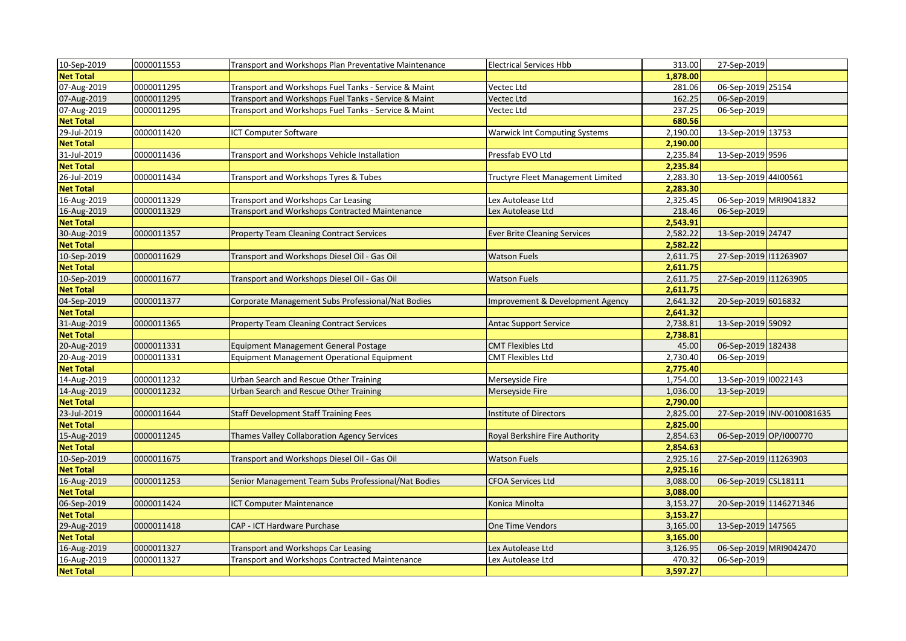| 10-Sep-2019 | 0000011553 | Transport and Workshops Plan Preventative Maintenance | Electrical Services Hbb | 313.00 | 27-Sep-2019 | |
|---|---|---|---|---|---|---|
| **Net Total** | | | | **1,878.00** | | |
| 07-Aug-2019 | 0000011295 | Transport and Workshops Fuel Tanks - Service & Maint | Vectec Ltd | 281.06 | 06-Sep-2019 | 25154 |
| 07-Aug-2019 | 0000011295 | Transport and Workshops Fuel Tanks - Service & Maint | Vectec Ltd | 162.25 | 06-Sep-2019 | |
| 07-Aug-2019 | 0000011295 | Transport and Workshops Fuel Tanks - Service & Maint | Vectec Ltd | 237.25 | 06-Sep-2019 | |
| **Net Total** | | | | **680.56** | | |
| 29-Jul-2019 | 0000011420 | ICT Computer Software | Warwick Int Computing Systems | 2,190.00 | 13-Sep-2019 | 13753 |
| **Net Total** | | | | **2,190.00** | | |
| 31-Jul-2019 | 0000011436 | Transport and Workshops Vehicle Installation | Pressfab EVO Ltd | 2,235.84 | 13-Sep-2019 | 9596 |
| **Net Total** | | | | **2,235.84** | | |
| 26-Jul-2019 | 0000011434 | Transport and Workshops Tyres & Tubes | Tructyre Fleet Management Limited | 2,283.30 | 13-Sep-2019 | 44I00561 |
| **Net Total** | | | | **2,283.30** | | |
| 16-Aug-2019 | 0000011329 | Transport and Workshops Car Leasing | Lex Autolease Ltd | 2,325.45 | 06-Sep-2019 | MRI9041832 |
| 16-Aug-2019 | 0000011329 | Transport and Workshops Contracted Maintenance | Lex Autolease Ltd | 218.46 | 06-Sep-2019 | |
| **Net Total** | | | | **2,543.91** | | |
| 30-Aug-2019 | 0000011357 | Property Team Cleaning Contract Services | Ever Brite Cleaning Services | 2,582.22 | 13-Sep-2019 | 24747 |
| **Net Total** | | | | **2,582.22** | | |
| 10-Sep-2019 | 0000011629 | Transport and Workshops Diesel Oil - Gas Oil | Watson Fuels | 2,611.75 | 27-Sep-2019 | I11263907 |
| **Net Total** | | | | **2,611.75** | | |
| 10-Sep-2019 | 0000011677 | Transport and Workshops Diesel Oil - Gas Oil | Watson Fuels | 2,611.75 | 27-Sep-2019 | I11263905 |
| **Net Total** | | | | **2,611.75** | | |
| 04-Sep-2019 | 0000011377 | Corporate Management Subs Professional/Nat Bodies | Improvement & Development Agency | 2,641.32 | 20-Sep-2019 | 6016832 |
| **Net Total** | | | | **2,641.32** | | |
| 31-Aug-2019 | 0000011365 | Property Team Cleaning Contract Services | Antac Support Service | 2,738.81 | 13-Sep-2019 | 59092 |
| **Net Total** | | | | **2,738.81** | | |
| 20-Aug-2019 | 0000011331 | Equipment Management General Postage | CMT Flexibles Ltd | 45.00 | 06-Sep-2019 | 182438 |
| 20-Aug-2019 | 0000011331 | Equipment Management Operational Equipment | CMT Flexibles Ltd | 2,730.40 | 06-Sep-2019 | |
| **Net Total** | | | | **2,775.40** | | |
| 14-Aug-2019 | 0000011232 | Urban Search and Rescue Other Training | Merseyside Fire | 1,754.00 | 13-Sep-2019 | I0022143 |
| 14-Aug-2019 | 0000011232 | Urban Search and Rescue Other Training | Merseyside Fire | 1,036.00 | 13-Sep-2019 | |
| **Net Total** | | | | **2,790.00** | | |
| 23-Jul-2019 | 0000011644 | Staff Development Staff Training Fees | Institute of Directors | 2,825.00 | 27-Sep-2019 | INV-0010081635 |
| **Net Total** | | | | **2,825.00** | | |
| 15-Aug-2019 | 0000011245 | Thames Valley Collaboration Agency Services | Royal Berkshire Fire Authority | 2,854.63 | 06-Sep-2019 | OP/I000770 |
| **Net Total** | | | | **2,854.63** | | |
| 10-Sep-2019 | 0000011675 | Transport and Workshops Diesel Oil - Gas Oil | Watson Fuels | 2,925.16 | 27-Sep-2019 | I11263903 |
| **Net Total** | | | | **2,925.16** | | |
| 16-Aug-2019 | 0000011253 | Senior Management Team Subs Professional/Nat Bodies | CFOA Services Ltd | 3,088.00 | 06-Sep-2019 | CSL18111 |
| **Net Total** | | | | **3,088.00** | | |
| 06-Sep-2019 | 0000011424 | ICT Computer Maintenance | Konica Minolta | 3,153.27 | 20-Sep-2019 | 1146271346 |
| **Net Total** | | | | **3,153.27** | | |
| 29-Aug-2019 | 0000011418 | CAP - ICT Hardware Purchase | One Time Vendors | 3,165.00 | 13-Sep-2019 | 147565 |
| **Net Total** | | | | **3,165.00** | | |
| 16-Aug-2019 | 0000011327 | Transport and Workshops Car Leasing | Lex Autolease Ltd | 3,126.95 | 06-Sep-2019 | MRI9042470 |
| 16-Aug-2019 | 0000011327 | Transport and Workshops Contracted Maintenance | Lex Autolease Ltd | 470.32 | 06-Sep-2019 | |
| **Net Total** | | | | **3,597.27** | | |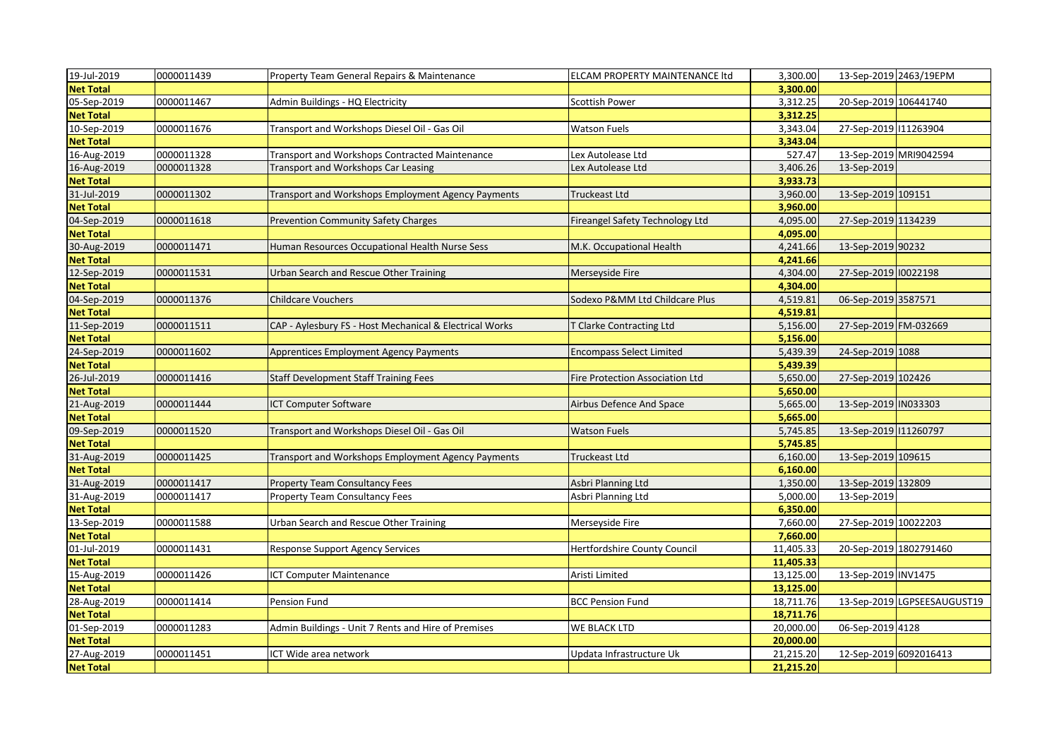| | | | | | | |
|---|---|---|---|---|---|---|
| 19-Jul-2019 | 0000011439 | Property Team General Repairs & Maintenance | ELCAM PROPERTY MAINTENANCE ltd | 3,300.00 | 13-Sep-2019 | 2463/19EPM |
| **Net Total** | | | | **3,300.00** | | |
| 05-Sep-2019 | 0000011467 | Admin Buildings - HQ Electricity | Scottish Power | 3,312.25 | 20-Sep-2019 | 106441740 |
| **Net Total** | | | | **3,312.25** | | |
| 10-Sep-2019 | 0000011676 | Transport and Workshops Diesel Oil - Gas Oil | Watson Fuels | 3,343.04 | 27-Sep-2019 | I11263904 |
| **Net Total** | | | | **3,343.04** | | |
| 16-Aug-2019 | 0000011328 | Transport and Workshops Contracted Maintenance | Lex Autolease Ltd | 527.47 | 13-Sep-2019 | MRI9042594 |
| 16-Aug-2019 | 0000011328 | Transport and Workshops Car Leasing | Lex Autolease Ltd | 3,406.26 | 13-Sep-2019 | |
| **Net Total** | | | | **3,933.73** | | |
| 31-Jul-2019 | 0000011302 | Transport and Workshops Employment Agency Payments | Truckeast Ltd | 3,960.00 | 13-Sep-2019 | 109151 |
| **Net Total** | | | | **3,960.00** | | |
| 04-Sep-2019 | 0000011618 | Prevention Community Safety Charges | Fireangel Safety Technology Ltd | 4,095.00 | 27-Sep-2019 | 1134239 |
| **Net Total** | | | | **4,095.00** | | |
| 30-Aug-2019 | 0000011471 | Human Resources Occupational Health Nurse Sess | M.K. Occupational Health | 4,241.66 | 13-Sep-2019 | 90232 |
| **Net Total** | | | | **4,241.66** | | |
| 12-Sep-2019 | 0000011531 | Urban Search and Rescue Other Training | Merseyside Fire | 4,304.00 | 27-Sep-2019 | I0022198 |
| **Net Total** | | | | **4,304.00** | | |
| 04-Sep-2019 | 0000011376 | Childcare Vouchers | Sodexo P&MM Ltd Childcare Plus | 4,519.81 | 06-Sep-2019 | 3587571 |
| **Net Total** | | | | **4,519.81** | | |
| 11-Sep-2019 | 0000011511 | CAP - Aylesbury FS - Host Mechanical & Electrical Works | T Clarke Contracting Ltd | 5,156.00 | 27-Sep-2019 | FM-032669 |
| **Net Total** | | | | **5,156.00** | | |
| 24-Sep-2019 | 0000011602 | Apprentices Employment Agency Payments | Encompass Select Limited | 5,439.39 | 24-Sep-2019 | 1088 |
| **Net Total** | | | | **5,439.39** | | |
| 26-Jul-2019 | 0000011416 | Staff Development Staff Training Fees | Fire Protection Association Ltd | 5,650.00 | 27-Sep-2019 | 102426 |
| **Net Total** | | | | **5,650.00** | | |
| 21-Aug-2019 | 0000011444 | ICT Computer Software | Airbus Defence And Space | 5,665.00 | 13-Sep-2019 | IN033303 |
| **Net Total** | | | | **5,665.00** | | |
| 09-Sep-2019 | 0000011520 | Transport and Workshops Diesel Oil - Gas Oil | Watson Fuels | 5,745.85 | 13-Sep-2019 | I11260797 |
| **Net Total** | | | | **5,745.85** | | |
| 31-Aug-2019 | 0000011425 | Transport and Workshops Employment Agency Payments | Truckeast Ltd | 6,160.00 | 13-Sep-2019 | 109615 |
| **Net Total** | | | | **6,160.00** | | |
| 31-Aug-2019 | 0000011417 | Property Team Consultancy Fees | Asbri Planning Ltd | 1,350.00 | 13-Sep-2019 | 132809 |
| 31-Aug-2019 | 0000011417 | Property Team Consultancy Fees | Asbri Planning Ltd | 5,000.00 | 13-Sep-2019 | |
| **Net Total** | | | | **6,350.00** | | |
| 13-Sep-2019 | 0000011588 | Urban Search and Rescue Other Training | Merseyside Fire | 7,660.00 | 27-Sep-2019 | 10022203 |
| **Net Total** | | | | **7,660.00** | | |
| 01-Jul-2019 | 0000011431 | Response Support Agency Services | Hertfordshire County Council | 11,405.33 | 20-Sep-2019 | 1802791460 |
| **Net Total** | | | | **11,405.33** | | |
| 15-Aug-2019 | 0000011426 | ICT Computer Maintenance | Aristi Limited | 13,125.00 | 13-Sep-2019 | INV1475 |
| **Net Total** | | | | **13,125.00** | | |
| 28-Aug-2019 | 0000011414 | Pension Fund | BCC Pension Fund | 18,711.76 | 13-Sep-2019 | LGPSEESAUGUST19 |
| **Net Total** | | | | **18,711.76** | | |
| 01-Sep-2019 | 0000011283 | Admin Buildings - Unit 7 Rents and Hire of Premises | WE BLACK LTD | 20,000.00 | 06-Sep-2019 | 4128 |
| **Net Total** | | | | **20,000.00** | | |
| 27-Aug-2019 | 0000011451 | ICT Wide area network | Updata Infrastructure Uk | 21,215.20 | 12-Sep-2019 | 6092016413 |
| **Net Total** | | | | **21,215.20** | | |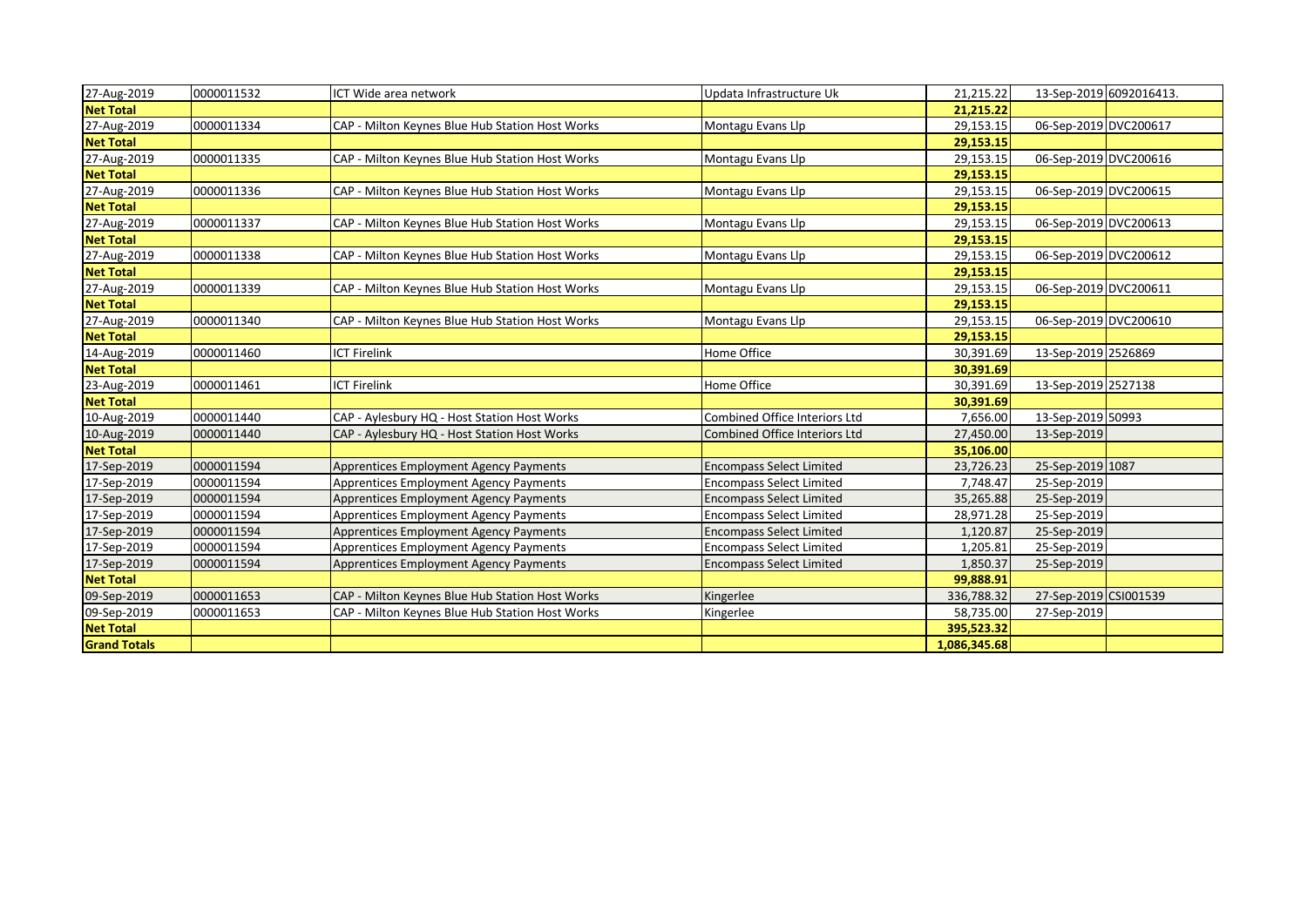| | | | | | | |
|---|---|---|---|---|---|---|
| 27-Aug-2019 | 0000011532 | ICT Wide area network | Updata Infrastructure Uk | 21,215.22 | 13-Sep-2019 | 6092016413. |
| **Net Total** | | | | **21,215.22** | | |
| 27-Aug-2019 | 0000011334 | CAP - Milton Keynes Blue Hub Station Host Works | Montagu Evans Llp | 29,153.15 | 06-Sep-2019 | DVC200617 |
| **Net Total** | | | | **29,153.15** | | |
| 27-Aug-2019 | 0000011335 | CAP - Milton Keynes Blue Hub Station Host Works | Montagu Evans Llp | 29,153.15 | 06-Sep-2019 | DVC200616 |
| **Net Total** | | | | **29,153.15** | | |
| 27-Aug-2019 | 0000011336 | CAP - Milton Keynes Blue Hub Station Host Works | Montagu Evans Llp | 29,153.15 | 06-Sep-2019 | DVC200615 |
| **Net Total** | | | | **29,153.15** | | |
| 27-Aug-2019 | 0000011337 | CAP - Milton Keynes Blue Hub Station Host Works | Montagu Evans Llp | 29,153.15 | 06-Sep-2019 | DVC200613 |
| **Net Total** | | | | **29,153.15** | | |
| 27-Aug-2019 | 0000011338 | CAP - Milton Keynes Blue Hub Station Host Works | Montagu Evans Llp | 29,153.15 | 06-Sep-2019 | DVC200612 |
| **Net Total** | | | | **29,153.15** | | |
| 27-Aug-2019 | 0000011339 | CAP - Milton Keynes Blue Hub Station Host Works | Montagu Evans Llp | 29,153.15 | 06-Sep-2019 | DVC200611 |
| **Net Total** | | | | **29,153.15** | | |
| 27-Aug-2019 | 0000011340 | CAP - Milton Keynes Blue Hub Station Host Works | Montagu Evans Llp | 29,153.15 | 06-Sep-2019 | DVC200610 |
| **Net Total** | | | | **29,153.15** | | |
| 14-Aug-2019 | 0000011460 | ICT Firelink | Home Office | 30,391.69 | 13-Sep-2019 | 2526869 |
| **Net Total** | | | | **30,391.69** | | |
| 23-Aug-2019 | 0000011461 | ICT Firelink | Home Office | 30,391.69 | 13-Sep-2019 | 2527138 |
| **Net Total** | | | | **30,391.69** | | |
| 10-Aug-2019 | 0000011440 | CAP - Aylesbury HQ - Host Station Host Works | Combined Office Interiors Ltd | 7,656.00 | 13-Sep-2019 | 50993 |
| 10-Aug-2019 | 0000011440 | CAP - Aylesbury HQ - Host Station Host Works | Combined Office Interiors Ltd | 27,450.00 | 13-Sep-2019 | |
| **Net Total** | | | | **35,106.00** | | |
| 17-Sep-2019 | 0000011594 | Apprentices Employment Agency Payments | Encompass Select Limited | 23,726.23 | 25-Sep-2019 | 1087 |
| 17-Sep-2019 | 0000011594 | Apprentices Employment Agency Payments | Encompass Select Limited | 7,748.47 | 25-Sep-2019 | |
| 17-Sep-2019 | 0000011594 | Apprentices Employment Agency Payments | Encompass Select Limited | 35,265.88 | 25-Sep-2019 | |
| 17-Sep-2019 | 0000011594 | Apprentices Employment Agency Payments | Encompass Select Limited | 28,971.28 | 25-Sep-2019 | |
| 17-Sep-2019 | 0000011594 | Apprentices Employment Agency Payments | Encompass Select Limited | 1,120.87 | 25-Sep-2019 | |
| 17-Sep-2019 | 0000011594 | Apprentices Employment Agency Payments | Encompass Select Limited | 1,205.81 | 25-Sep-2019 | |
| 17-Sep-2019 | 0000011594 | Apprentices Employment Agency Payments | Encompass Select Limited | 1,850.37 | 25-Sep-2019 | |
| **Net Total** | | | | **99,888.91** | | |
| 09-Sep-2019 | 0000011653 | CAP - Milton Keynes Blue Hub Station Host Works | Kingerlee | 336,788.32 | 27-Sep-2019 | CSI001539 |
| 09-Sep-2019 | 0000011653 | CAP - Milton Keynes Blue Hub Station Host Works | Kingerlee | 58,735.00 | 27-Sep-2019 | |
| **Net Total** | | | | **395,523.32** | | |
| **Grand Totals** | | | | **1,086,345.68** | | |